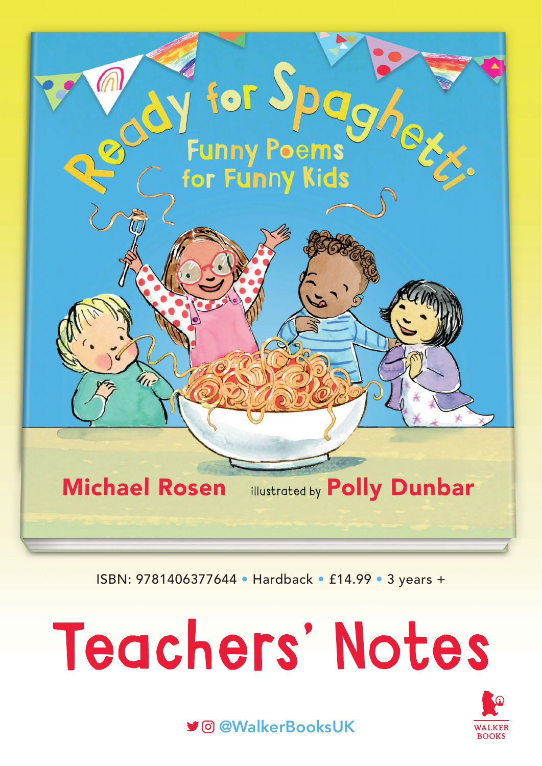# Ready for Spaghetti

## Funny Poems for Funny Kids

**Michael Rosen** illustrated by **Polly Dunbar**

ISBN: 9781406377644 • Hardback • £14.99 • 3 years +

# Teachers' Notes

@WalkerBooksUK

WALKER BOOKS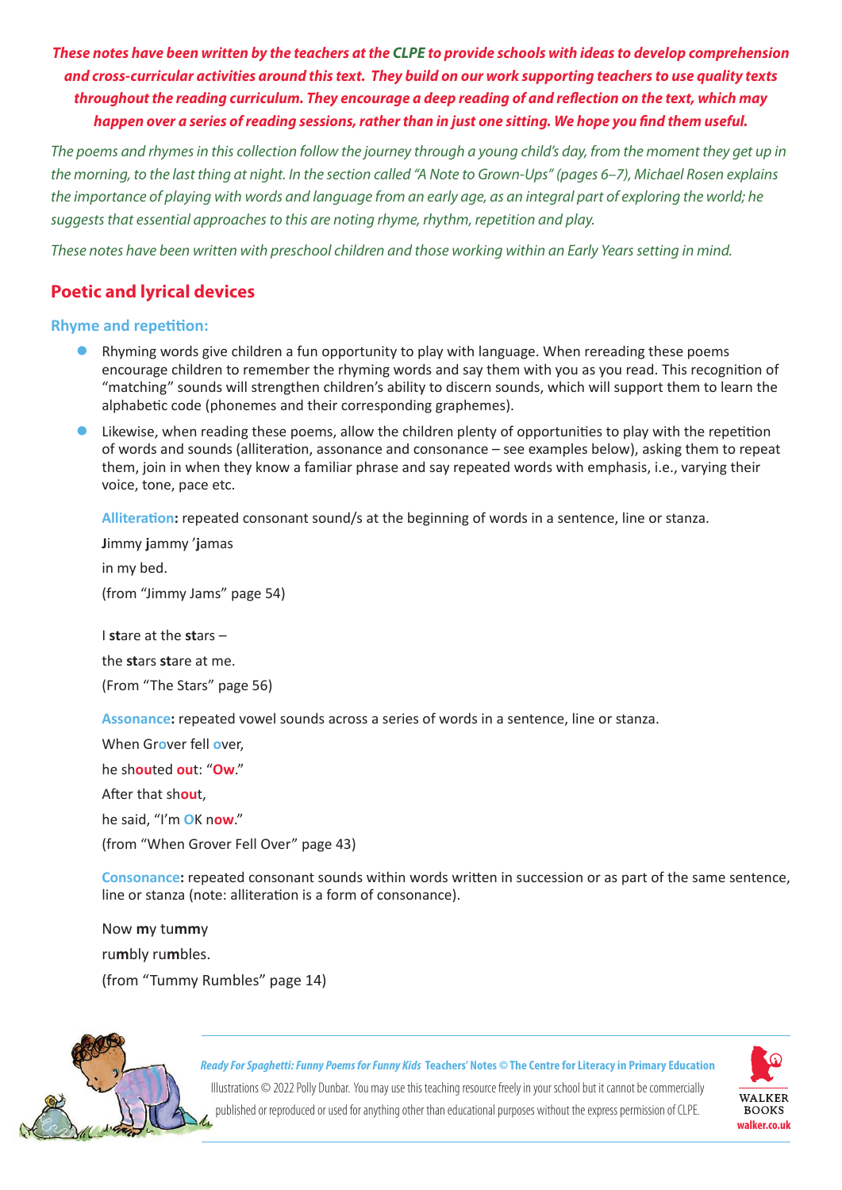***These notes have been written by the teachers at the CLPE to provide schools with ideas to develop comprehension and cross-curricular activities around this text. They build on our work supporting teachers to use quality texts throughout the reading curriculum. They encourage a deep reading of and reflection on the text, which may happen over a series of reading sessions, rather than in just one sitting. We hope you find them useful.***

*The poems and rhymes in this collection follow the journey through a young child's day, from the moment they get up in the morning, to the last thing at night. In the section called "A Note to Grown-Ups" (pages 6–7), Michael Rosen explains the importance of playing with words and language from an early age, as an integral part of exploring the world; he suggests that essential approaches to this are noting rhyme, rhythm, repetition and play.*

*These notes have been written with preschool children and those working within an Early Years setting in mind.*

## Poetic and lyrical devices

### Rhyme and repetition:

- Rhyming words give children a fun opportunity to play with language. When rereading these poems encourage children to remember the rhyming words and say them with you as you read. This recognition of "matching" sounds will strengthen children's ability to discern sounds, which will support them to learn the alphabetic code (phonemes and their corresponding graphemes).
- Likewise, when reading these poems, allow the children plenty of opportunities to play with the repetition of words and sounds (alliteration, assonance and consonance – see examples below), asking them to repeat them, join in when they know a familiar phrase and say repeated words with emphasis, i.e., varying their voice, tone, pace etc.

**Alliteration:** repeated consonant sound/s at the beginning of words in a sentence, line or stanza.

**J**immy **j**ammy '**j**amas

in my bed.

(from "Jimmy Jams" page 54)

I **st**are at the **st**ars –

the **st**ars **st**are at me.

(From "The Stars" page 56)

**Assonance:** repeated vowel sounds across a series of words in a sentence, line or stanza.

When Gr**o**ver fell **o**ver,

he sh**ou**ted **ou**t: "**Ow**."

After that sh**ou**t,

he said, "I'm **O**K n**ow**."

(from "When Grover Fell Over" page 43)

**Consonance:** repeated consonant sounds within words written in succession or as part of the same sentence, line or stanza (note: alliteration is a form of consonance).

Now **m**y tu**mm**y

ru**m**bly ru**m**bles.

(from "Tummy Rumbles" page 14)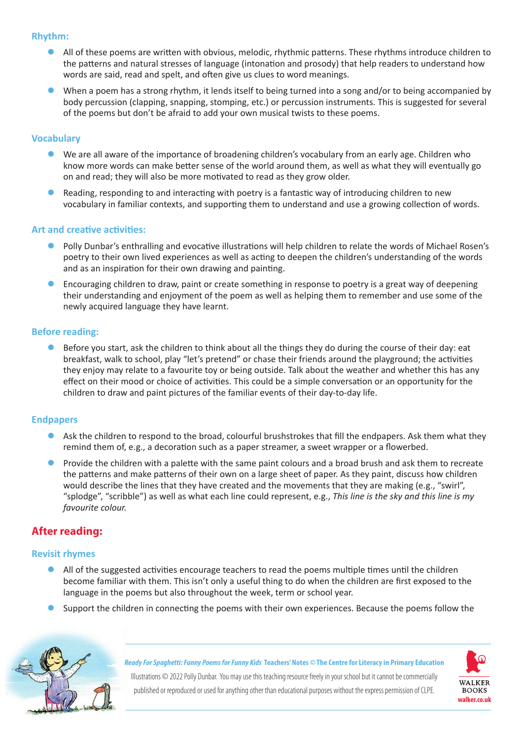### Rhythm:

- All of these poems are written with obvious, melodic, rhythmic patterns. These rhythms introduce children to the patterns and natural stresses of language (intonation and prosody) that help readers to understand how words are said, read and spelt, and often give us clues to word meanings.
- When a poem has a strong rhythm, it lends itself to being turned into a song and/or to being accompanied by body percussion (clapping, snapping, stomping, etc.) or percussion instruments. This is suggested for several of the poems but don't be afraid to add your own musical twists to these poems.

### Vocabulary

- We are all aware of the importance of broadening children's vocabulary from an early age. Children who know more words can make better sense of the world around them, as well as what they will eventually go on and read; they will also be more motivated to read as they grow older.
- Reading, responding to and interacting with poetry is a fantastic way of introducing children to new vocabulary in familiar contexts, and supporting them to understand and use a growing collection of words.

### Art and creative activities:

- Polly Dunbar's enthralling and evocative illustrations will help children to relate the words of Michael Rosen's poetry to their own lived experiences as well as acting to deepen the children's understanding of the words and as an inspiration for their own drawing and painting.
- Encouraging children to draw, paint or create something in response to poetry is a great way of deepening their understanding and enjoyment of the poem as well as helping them to remember and use some of the newly acquired language they have learnt.

### Before reading:

- Before you start, ask the children to think about all the things they do during the course of their day: eat breakfast, walk to school, play "let's pretend" or chase their friends around the playground; the activities they enjoy may relate to a favourite toy or being outside. Talk about the weather and whether this has any effect on their mood or choice of activities. This could be a simple conversation or an opportunity for the children to draw and paint pictures of the familiar events of their day-to-day life.

### Endpapers

- Ask the children to respond to the broad, colourful brushstrokes that fill the endpapers. Ask them what they remind them of, e.g., a decoration such as a paper streamer, a sweet wrapper or a flowerbed.
- Provide the children with a palette with the same paint colours and a broad brush and ask them to recreate the patterns and make patterns of their own on a large sheet of paper. As they paint, discuss how children would describe the lines that they have created and the movements that they are making (e.g., "swirl", "splodge", "scribble") as well as what each line could represent, e.g., *This line is the sky and this line is my favourite colour.*

## After reading:

### Revisit rhymes

- All of the suggested activities encourage teachers to read the poems multiple times until the children become familiar with them. This isn't only a useful thing to do when the children are first exposed to the language in the poems but also throughout the week, term or school year.
- Support the children in connecting the poems with their own experiences. Because the poems follow the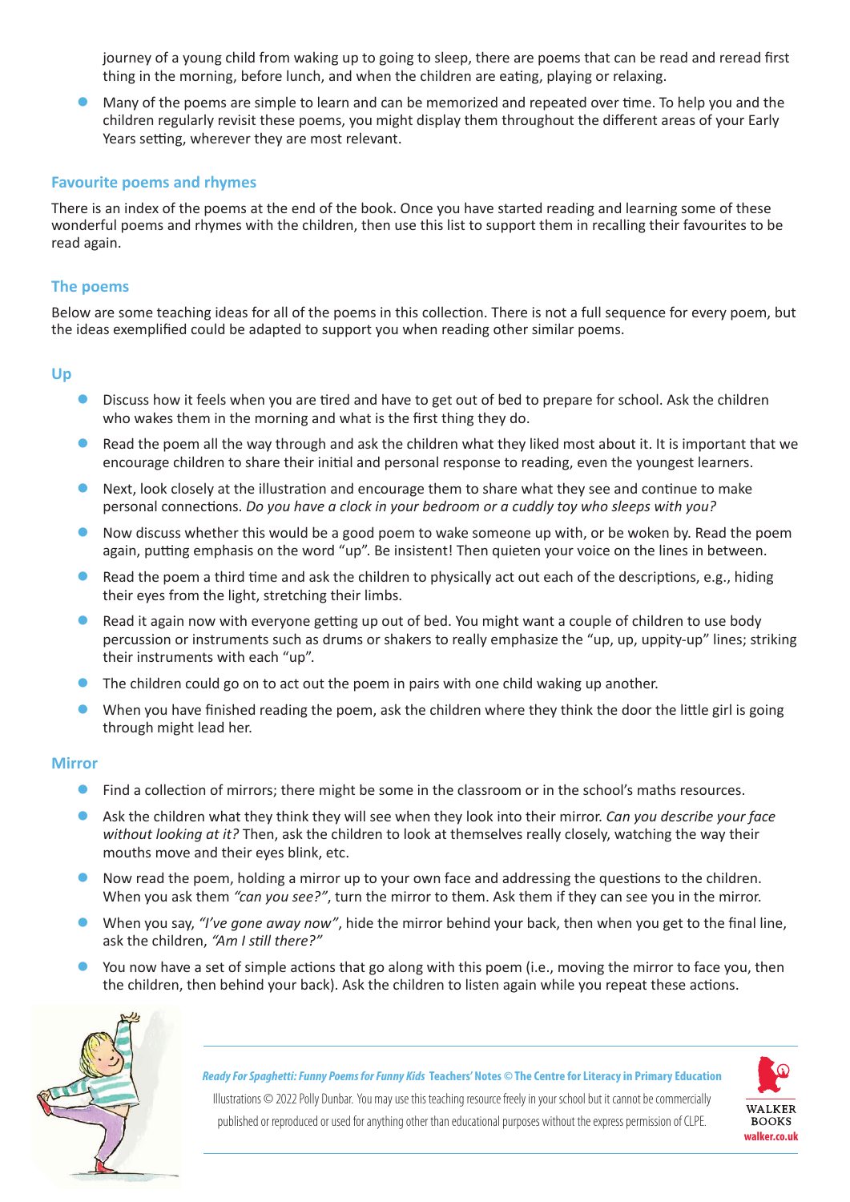journey of a young child from waking up to going to sleep, there are poems that can be read and reread first thing in the morning, before lunch, and when the children are eating, playing or relaxing.

- Many of the poems are simple to learn and can be memorized and repeated over time. To help you and the children regularly revisit these poems, you might display them throughout the different areas of your Early Years setting, wherever they are most relevant.

## Favourite poems and rhymes

There is an index of the poems at the end of the book. Once you have started reading and learning some of these wonderful poems and rhymes with the children, then use this list to support them in recalling their favourites to be read again.

## The poems

Below are some teaching ideas for all of the poems in this collection. There is not a full sequence for every poem, but the ideas exemplified could be adapted to support you when reading other similar poems.

### Up

- Discuss how it feels when you are tired and have to get out of bed to prepare for school. Ask the children who wakes them in the morning and what is the first thing they do.
- Read the poem all the way through and ask the children what they liked most about it. It is important that we encourage children to share their initial and personal response to reading, even the youngest learners.
- Next, look closely at the illustration and encourage them to share what they see and continue to make personal connections. *Do you have a clock in your bedroom or a cuddly toy who sleeps with you?*
- Now discuss whether this would be a good poem to wake someone up with, or be woken by. Read the poem again, putting emphasis on the word "up". Be insistent! Then quieten your voice on the lines in between.
- Read the poem a third time and ask the children to physically act out each of the descriptions, e.g., hiding their eyes from the light, stretching their limbs.
- Read it again now with everyone getting up out of bed. You might want a couple of children to use body percussion or instruments such as drums or shakers to really emphasize the "up, up, uppity-up" lines; striking their instruments with each "up".
- The children could go on to act out the poem in pairs with one child waking up another.
- When you have finished reading the poem, ask the children where they think the door the little girl is going through might lead her.

### Mirror

- Find a collection of mirrors; there might be some in the classroom or in the school's maths resources.
- Ask the children what they think they will see when they look into their mirror. *Can you describe your face without looking at it?* Then, ask the children to look at themselves really closely, watching the way their mouths move and their eyes blink, etc.
- Now read the poem, holding a mirror up to your own face and addressing the questions to the children. When you ask them *"can you see?"*, turn the mirror to them. Ask them if they can see you in the mirror.
- When you say, *"I've gone away now"*, hide the mirror behind your back, then when you get to the final line, ask the children, *"Am I still there?"*
- You now have a set of simple actions that go along with this poem (i.e., moving the mirror to face you, then the children, then behind your back). Ask the children to listen again while you repeat these actions.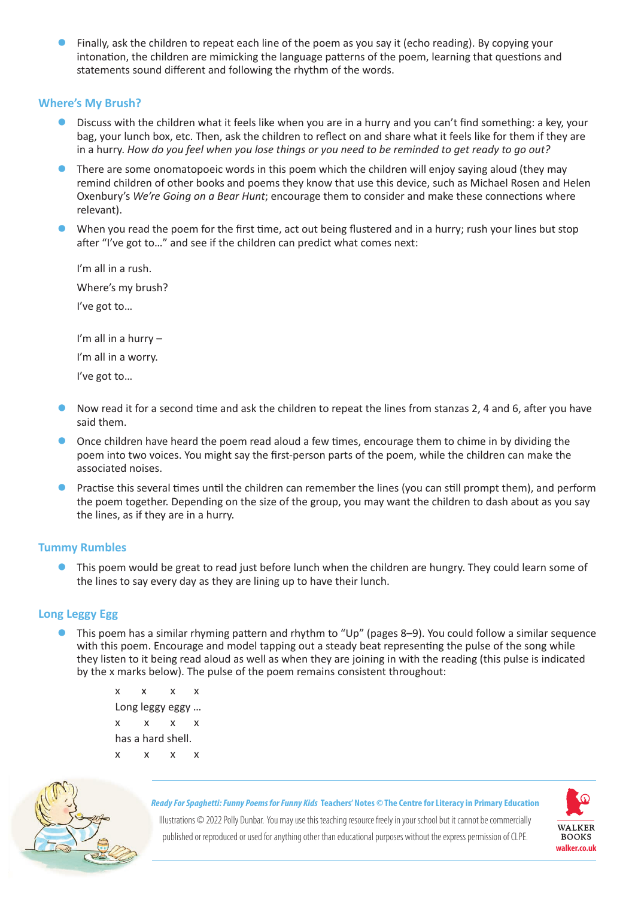- Finally, ask the children to repeat each line of the poem as you say it (echo reading). By copying your intonation, the children are mimicking the language patterns of the poem, learning that questions and statements sound different and following the rhythm of the words.

### Where's My Brush?

- Discuss with the children what it feels like when you are in a hurry and you can't find something: a key, your bag, your lunch box, etc. Then, ask the children to reflect on and share what it feels like for them if they are in a hurry. *How do you feel when you lose things or you need to be reminded to get ready to go out?*
- There are some onomatopoeic words in this poem which the children will enjoy saying aloud (they may remind children of other books and poems they know that use this device, such as Michael Rosen and Helen Oxenbury's *We're Going on a Bear Hunt*; encourage them to consider and make these connections where relevant).
- When you read the poem for the first time, act out being flustered and in a hurry; rush your lines but stop after "I've got to…" and see if the children can predict what comes next:

  I'm all in a rush.

  Where's my brush?

  I've got to…

  I'm all in a hurry –

  I'm all in a worry.

  I've got to…

- Now read it for a second time and ask the children to repeat the lines from stanzas 2, 4 and 6, after you have said them.
- Once children have heard the poem read aloud a few times, encourage them to chime in by dividing the poem into two voices. You might say the first-person parts of the poem, while the children can make the associated noises.
- Practise this several times until the children can remember the lines (you can still prompt them), and perform the poem together. Depending on the size of the group, you may want the children to dash about as you say the lines, as if they are in a hurry.

### Tummy Rumbles

- This poem would be great to read just before lunch when the children are hungry. They could learn some of the lines to say every day as they are lining up to have their lunch.

### Long Leggy Egg

- This poem has a similar rhyming pattern and rhythm to "Up" (pages 8–9). You could follow a similar sequence with this poem. Encourage and model tapping out a steady beat representing the pulse of the song while they listen to it being read aloud as well as when they are joining in with the reading (this pulse is indicated by the x marks below). The pulse of the poem remains consistent throughout:

  x x x x
  Long leggy eggy …
  x x x x
  has a hard shell.
  x x x x

*Ready For Spaghetti: Funny Poems for Funny Kids* Teachers' Notes © The Centre for Literacy in Primary Education

Illustrations © 2022 Polly Dunbar. You may use this teaching resource freely in your school but it cannot be commercially published or reproduced or used for anything other than educational purposes without the express permission of CLPE.

WALKER BOOKS walker.co.uk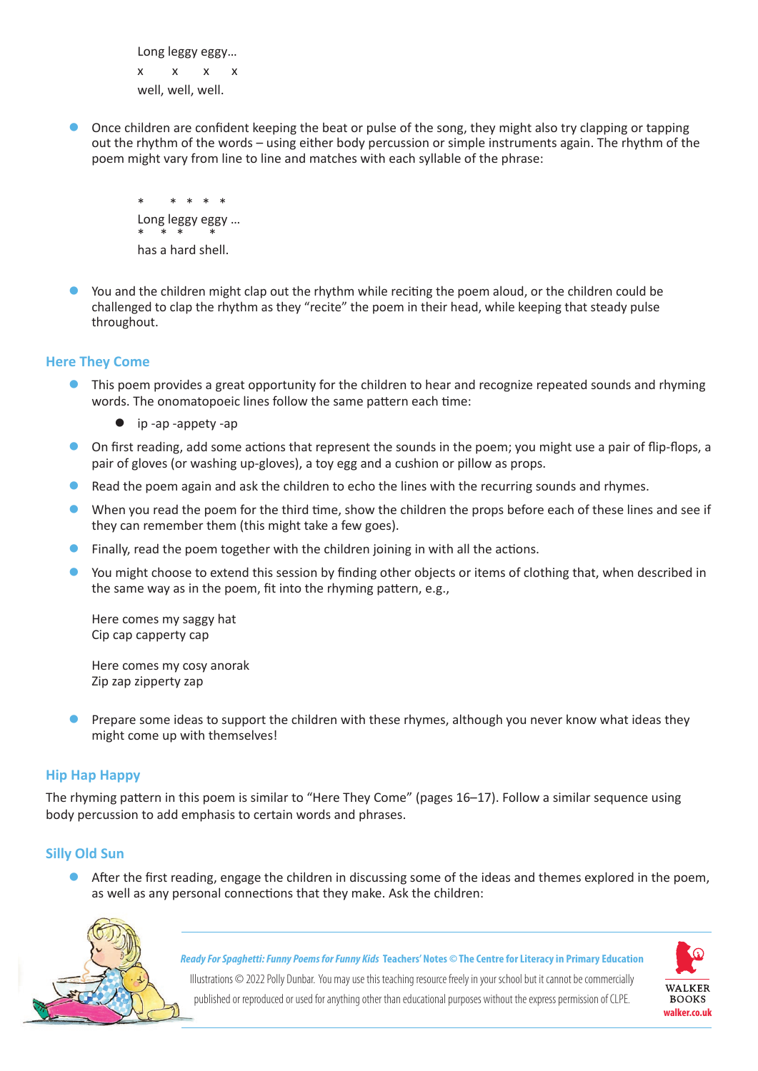Long leggy eggy…
x x x x
well, well, well.

- Once children are confident keeping the beat or pulse of the song, they might also try clapping or tapping out the rhythm of the words – using either body percussion or simple instruments again. The rhythm of the poem might vary from line to line and matches with each syllable of the phrase:

```
*    * * * *
Long leggy eggy …
*   *  *    *
has a hard shell.
```

- You and the children might clap out the rhythm while reciting the poem aloud, or the children could be challenged to clap the rhythm as they "recite" the poem in their head, while keeping that steady pulse throughout.

## Here They Come

- This poem provides a great opportunity for the children to hear and recognize repeated sounds and rhyming words. The onomatopoeic lines follow the same pattern each time:
  - ip -ap -appety -ap
- On first reading, add some actions that represent the sounds in the poem; you might use a pair of flip-flops, a pair of gloves (or washing up-gloves), a toy egg and a cushion or pillow as props.
- Read the poem again and ask the children to echo the lines with the recurring sounds and rhymes.
- When you read the poem for the third time, show the children the props before each of these lines and see if they can remember them (this might take a few goes).
- Finally, read the poem together with the children joining in with all the actions.
- You might choose to extend this session by finding other objects or items of clothing that, when described in the same way as in the poem, fit into the rhyming pattern, e.g.,

  Here comes my saggy hat
  Cip cap capperty cap

  Here comes my cosy anorak
  Zip zap zipperty zap

- Prepare some ideas to support the children with these rhymes, although you never know what ideas they might come up with themselves!

## Hip Hap Happy

The rhyming pattern in this poem is similar to "Here They Come" (pages 16–17). Follow a similar sequence using body percussion to add emphasis to certain words and phrases.

## Silly Old Sun

- After the first reading, engage the children in discussing some of the ideas and themes explored in the poem, as well as any personal connections that they make. Ask the children: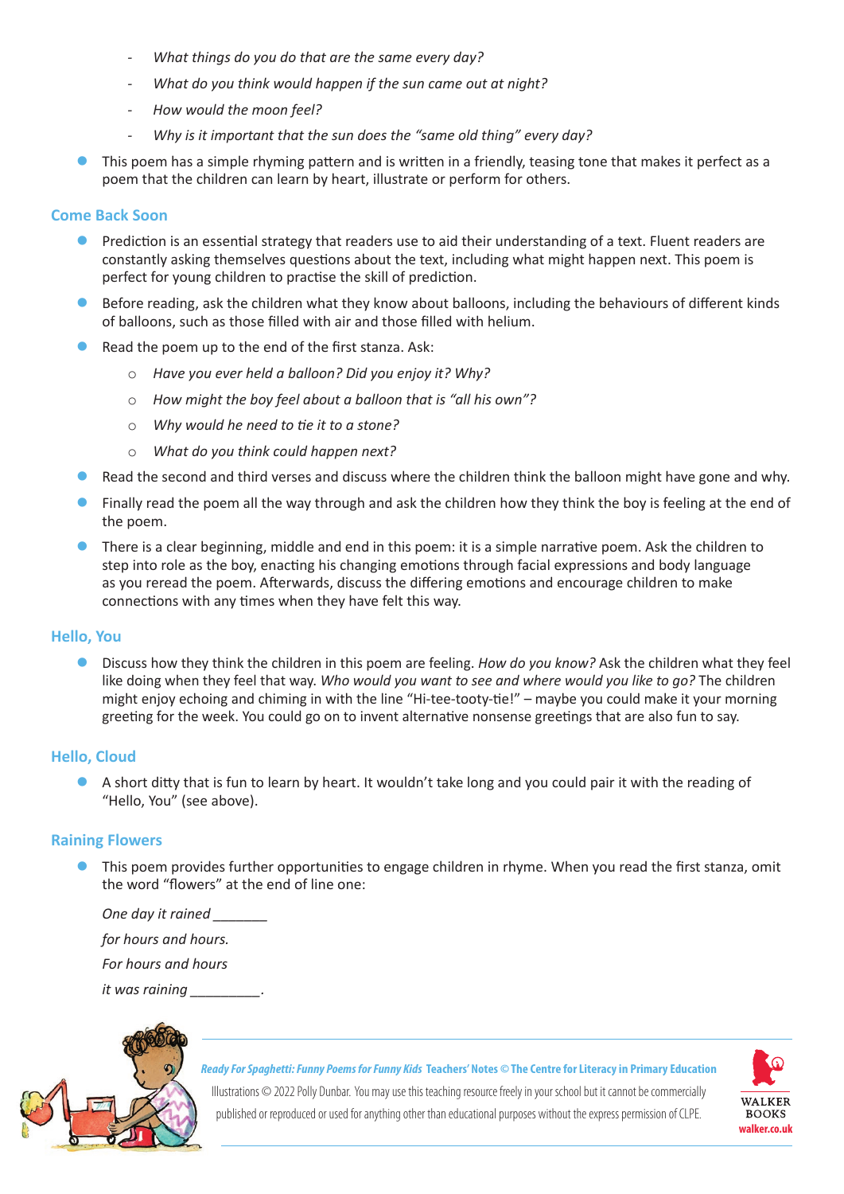- *What things do you do that are the same every day?*
- *What do you think would happen if the sun came out at night?*
- *How would the moon feel?*
- *Why is it important that the sun does the "same old thing" every day?*

- This poem has a simple rhyming pattern and is written in a friendly, teasing tone that makes it perfect as a poem that the children can learn by heart, illustrate or perform for others.

## Come Back Soon

- Prediction is an essential strategy that readers use to aid their understanding of a text. Fluent readers are constantly asking themselves questions about the text, including what might happen next. This poem is perfect for young children to practise the skill of prediction.
- Before reading, ask the children what they know about balloons, including the behaviours of different kinds of balloons, such as those filled with air and those filled with helium.
- Read the poem up to the end of the first stanza. Ask:
  - *Have you ever held a balloon? Did you enjoy it? Why?*
  - *How might the boy feel about a balloon that is "all his own"?*
  - *Why would he need to tie it to a stone?*
  - *What do you think could happen next?*
- Read the second and third verses and discuss where the children think the balloon might have gone and why.
- Finally read the poem all the way through and ask the children how they think the boy is feeling at the end of the poem.
- There is a clear beginning, middle and end in this poem: it is a simple narrative poem. Ask the children to step into role as the boy, enacting his changing emotions through facial expressions and body language as you reread the poem. Afterwards, discuss the differing emotions and encourage children to make connections with any times when they have felt this way.

## Hello, You

- Discuss how they think the children in this poem are feeling. *How do you know?* Ask the children what they feel like doing when they feel that way. *Who would you want to see and where would you like to go?* The children might enjoy echoing and chiming in with the line "Hi-tee-tooty-tie!" – maybe you could make it your morning greeting for the week. You could go on to invent alternative nonsense greetings that are also fun to say.

## Hello, Cloud

- A short ditty that is fun to learn by heart. It wouldn't take long and you could pair it with the reading of "Hello, You" (see above).

## Raining Flowers

- This poem provides further opportunities to engage children in rhyme. When you read the first stanza, omit the word "flowers" at the end of line one:

  *One day it rained* _______

  *for hours and hours.*

  *For hours and hours*

  *it was raining* _________.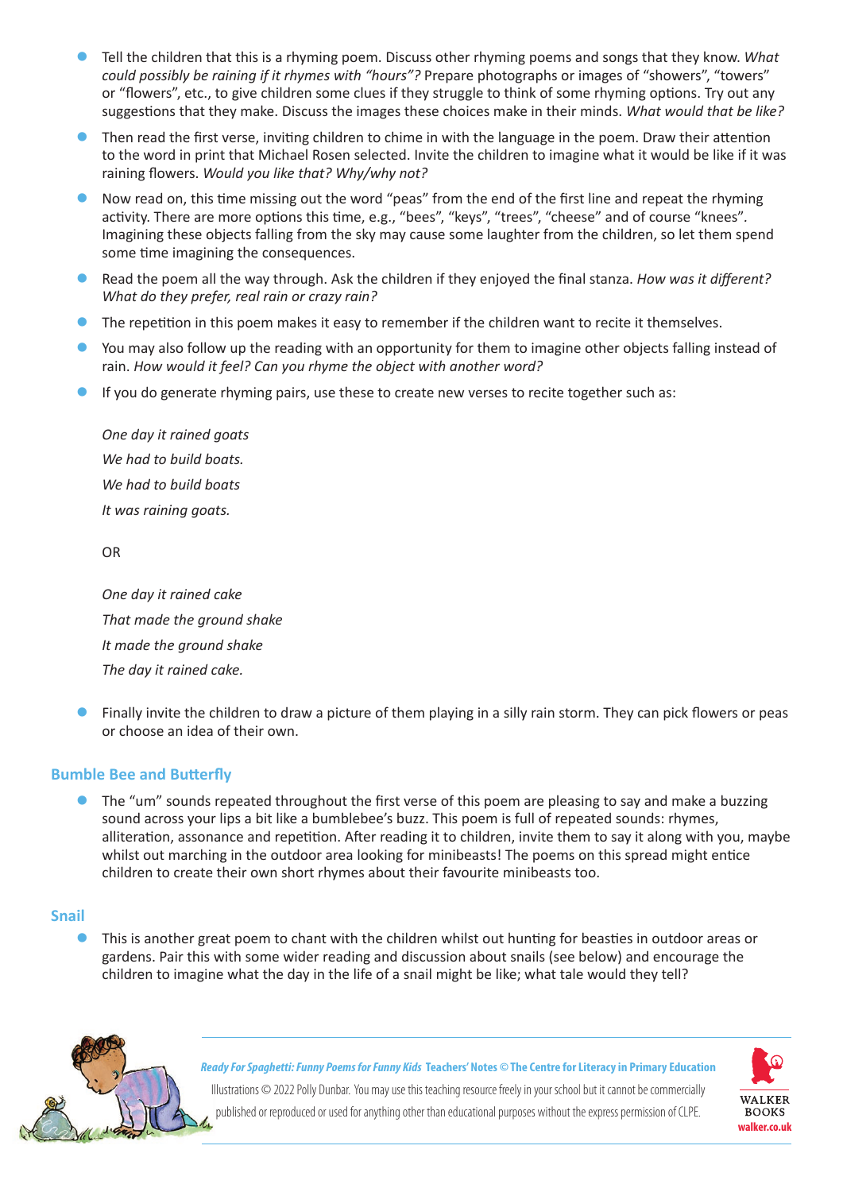- Tell the children that this is a rhyming poem. Discuss other rhyming poems and songs that they know. *What could possibly be raining if it rhymes with "hours"?* Prepare photographs or images of "showers", "towers" or "flowers", etc., to give children some clues if they struggle to think of some rhyming options. Try out any suggestions that they make. Discuss the images these choices make in their minds. *What would that be like?*
- Then read the first verse, inviting children to chime in with the language in the poem. Draw their attention to the word in print that Michael Rosen selected. Invite the children to imagine what it would be like if it was raining flowers. *Would you like that? Why/why not?*
- Now read on, this time missing out the word "peas" from the end of the first line and repeat the rhyming activity. There are more options this time, e.g., "bees", "keys", "trees", "cheese" and of course "knees". Imagining these objects falling from the sky may cause some laughter from the children, so let them spend some time imagining the consequences.
- Read the poem all the way through. Ask the children if they enjoyed the final stanza. *How was it different? What do they prefer, real rain or crazy rain?*
- The repetition in this poem makes it easy to remember if the children want to recite it themselves.
- You may also follow up the reading with an opportunity for them to imagine other objects falling instead of rain. *How would it feel? Can you rhyme the object with another word?*
- If you do generate rhyming pairs, use these to create new verses to recite together such as:

  *One day it rained goats*
  *We had to build boats.*
  *We had to build boats*
  *It was raining goats.*

  OR

  *One day it rained cake*
  *That made the ground shake*
  *It made the ground shake*
  *The day it rained cake.*

- Finally invite the children to draw a picture of them playing in a silly rain storm. They can pick flowers or peas or choose an idea of their own.

## Bumble Bee and Butterfly

- The "um" sounds repeated throughout the first verse of this poem are pleasing to say and make a buzzing sound across your lips a bit like a bumblebee's buzz. This poem is full of repeated sounds: rhymes, alliteration, assonance and repetition. After reading it to children, invite them to say it along with you, maybe whilst out marching in the outdoor area looking for minibeasts! The poems on this spread might entice children to create their own short rhymes about their favourite minibeasts too.

## Snail

- This is another great poem to chant with the children whilst out hunting for beasties in outdoor areas or gardens. Pair this with some wider reading and discussion about snails (see below) and encourage the children to imagine what the day in the life of a snail might be like; what tale would they tell?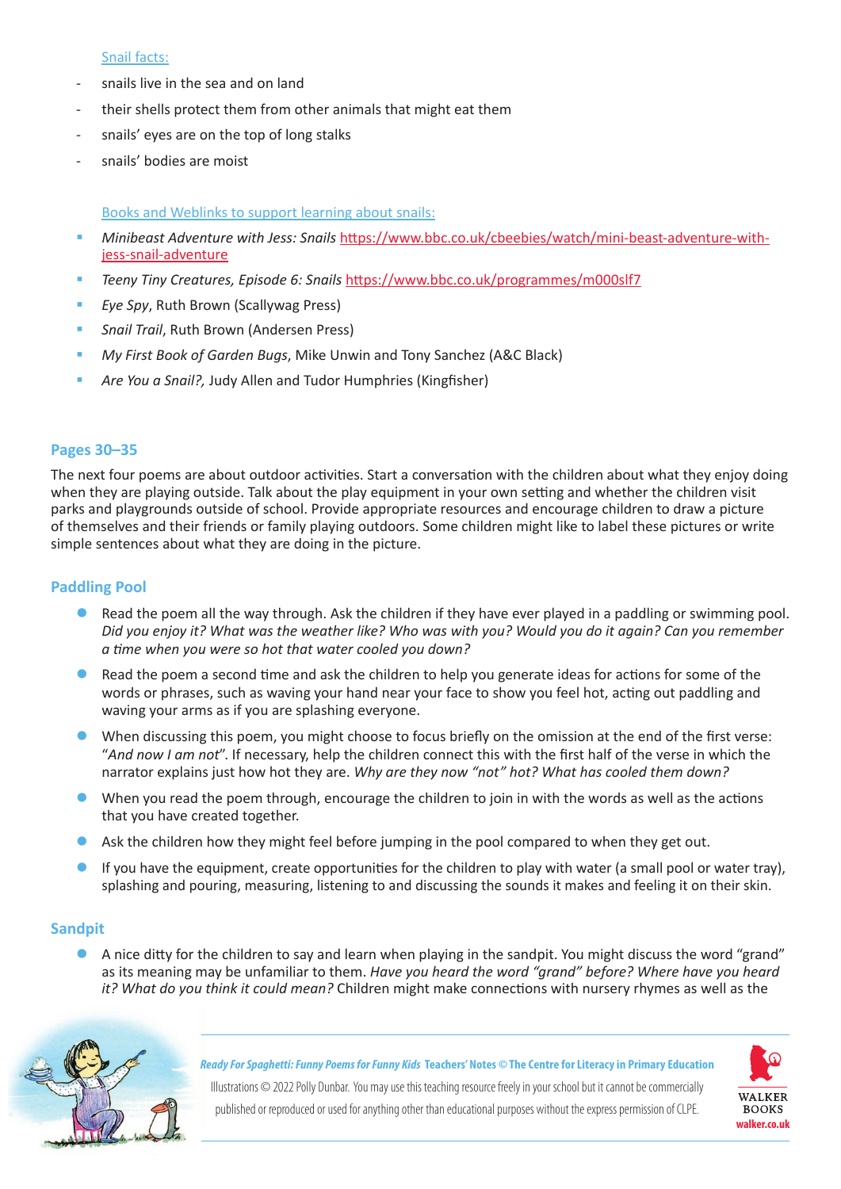Snail facts:

- snails live in the sea and on land
- their shells protect them from other animals that might eat them
- snails' eyes are on the top of long stalks
- snails' bodies are moist

Books and Weblinks to support learning about snails:

- *Minibeast Adventure with Jess: Snails* https://www.bbc.co.uk/cbeebies/watch/mini-beast-adventure-with-jess-snail-adventure
- *Teeny Tiny Creatures, Episode 6: Snails* https://www.bbc.co.uk/programmes/m000slf7
- *Eye Spy*, Ruth Brown (Scallywag Press)
- *Snail Trail*, Ruth Brown (Andersen Press)
- *My First Book of Garden Bugs*, Mike Unwin and Tony Sanchez (A&C Black)
- *Are You a Snail?,* Judy Allen and Tudor Humphries (Kingfisher)

## Pages 30–35

The next four poems are about outdoor activities. Start a conversation with the children about what they enjoy doing when they are playing outside. Talk about the play equipment in your own setting and whether the children visit parks and playgrounds outside of school. Provide appropriate resources and encourage children to draw a picture of themselves and their friends or family playing outdoors. Some children might like to label these pictures or write simple sentences about what they are doing in the picture.

## Paddling Pool

- Read the poem all the way through. Ask the children if they have ever played in a paddling or swimming pool. *Did you enjoy it? What was the weather like? Who was with you? Would you do it again? Can you remember a time when you were so hot that water cooled you down?*
- Read the poem a second time and ask the children to help you generate ideas for actions for some of the words or phrases, such as waving your hand near your face to show you feel hot, acting out paddling and waving your arms as if you are splashing everyone.
- When discussing this poem, you might choose to focus briefly on the omission at the end of the first verse: "*And now I am not*". If necessary, help the children connect this with the first half of the verse in which the narrator explains just how hot they are. *Why are they now "not" hot? What has cooled them down?*
- When you read the poem through, encourage the children to join in with the words as well as the actions that you have created together.
- Ask the children how they might feel before jumping in the pool compared to when they get out.
- If you have the equipment, create opportunities for the children to play with water (a small pool or water tray), splashing and pouring, measuring, listening to and discussing the sounds it makes and feeling it on their skin.

## Sandpit

- A nice ditty for the children to say and learn when playing in the sandpit. You might discuss the word "grand" as its meaning may be unfamiliar to them. *Have you heard the word "grand" before? Where have you heard it? What do you think it could mean?* Children might make connections with nursery rhymes as well as the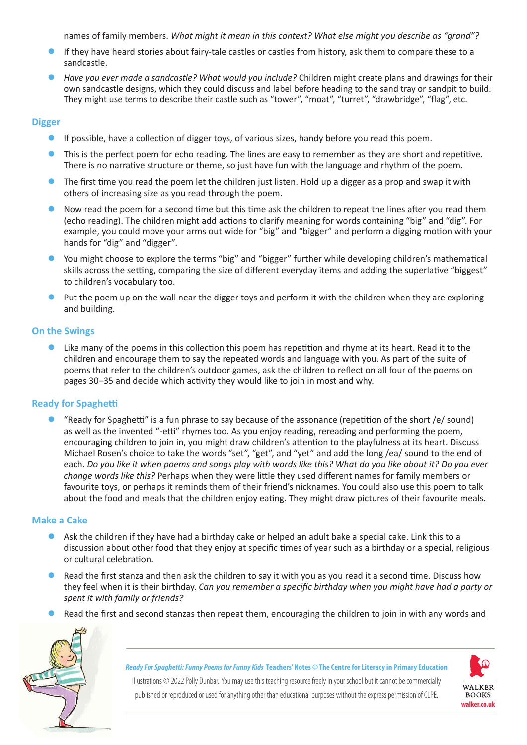names of family members. *What might it mean in this context? What else might you describe as "grand"?*

- If they have heard stories about fairy-tale castles or castles from history, ask them to compare these to a sandcastle.
- *Have you ever made a sandcastle? What would you include?* Children might create plans and drawings for their own sandcastle designs, which they could discuss and label before heading to the sand tray or sandpit to build. They might use terms to describe their castle such as "tower", "moat", "turret", "drawbridge", "flag", etc.

## Digger

- If possible, have a collection of digger toys, of various sizes, handy before you read this poem.
- This is the perfect poem for echo reading. The lines are easy to remember as they are short and repetitive. There is no narrative structure or theme, so just have fun with the language and rhythm of the poem.
- The first time you read the poem let the children just listen. Hold up a digger as a prop and swap it with others of increasing size as you read through the poem.
- Now read the poem for a second time but this time ask the children to repeat the lines after you read them (echo reading). The children might add actions to clarify meaning for words containing "big" and "dig". For example, you could move your arms out wide for "big" and "bigger" and perform a digging motion with your hands for "dig" and "digger".
- You might choose to explore the terms "big" and "bigger" further while developing children's mathematical skills across the setting, comparing the size of different everyday items and adding the superlative "biggest" to children's vocabulary too.
- Put the poem up on the wall near the digger toys and perform it with the children when they are exploring and building.

## On the Swings

- Like many of the poems in this collection this poem has repetition and rhyme at its heart. Read it to the children and encourage them to say the repeated words and language with you. As part of the suite of poems that refer to the children's outdoor games, ask the children to reflect on all four of the poems on pages 30–35 and decide which activity they would like to join in most and why.

## Ready for Spaghetti

- "Ready for Spaghetti" is a fun phrase to say because of the assonance (repetition of the short /e/ sound) as well as the invented "-etti" rhymes too. As you enjoy reading, rereading and performing the poem, encouraging children to join in, you might draw children's attention to the playfulness at its heart. Discuss Michael Rosen's choice to take the words "set", "get", and "yet" and add the long /ea/ sound to the end of each. *Do you like it when poems and songs play with words like this? What do you like about it? Do you ever change words like this?* Perhaps when they were little they used different names for family members or favourite toys, or perhaps it reminds them of their friend's nicknames. You could also use this poem to talk about the food and meals that the children enjoy eating. They might draw pictures of their favourite meals.

## Make a Cake

- Ask the children if they have had a birthday cake or helped an adult bake a special cake. Link this to a discussion about other food that they enjoy at specific times of year such as a birthday or a special, religious or cultural celebration.
- Read the first stanza and then ask the children to say it with you as you read it a second time. Discuss how they feel when it is their birthday. *Can you remember a specific birthday when you might have had a party or spent it with family or friends?*
- Read the first and second stanzas then repeat them, encouraging the children to join in with any words and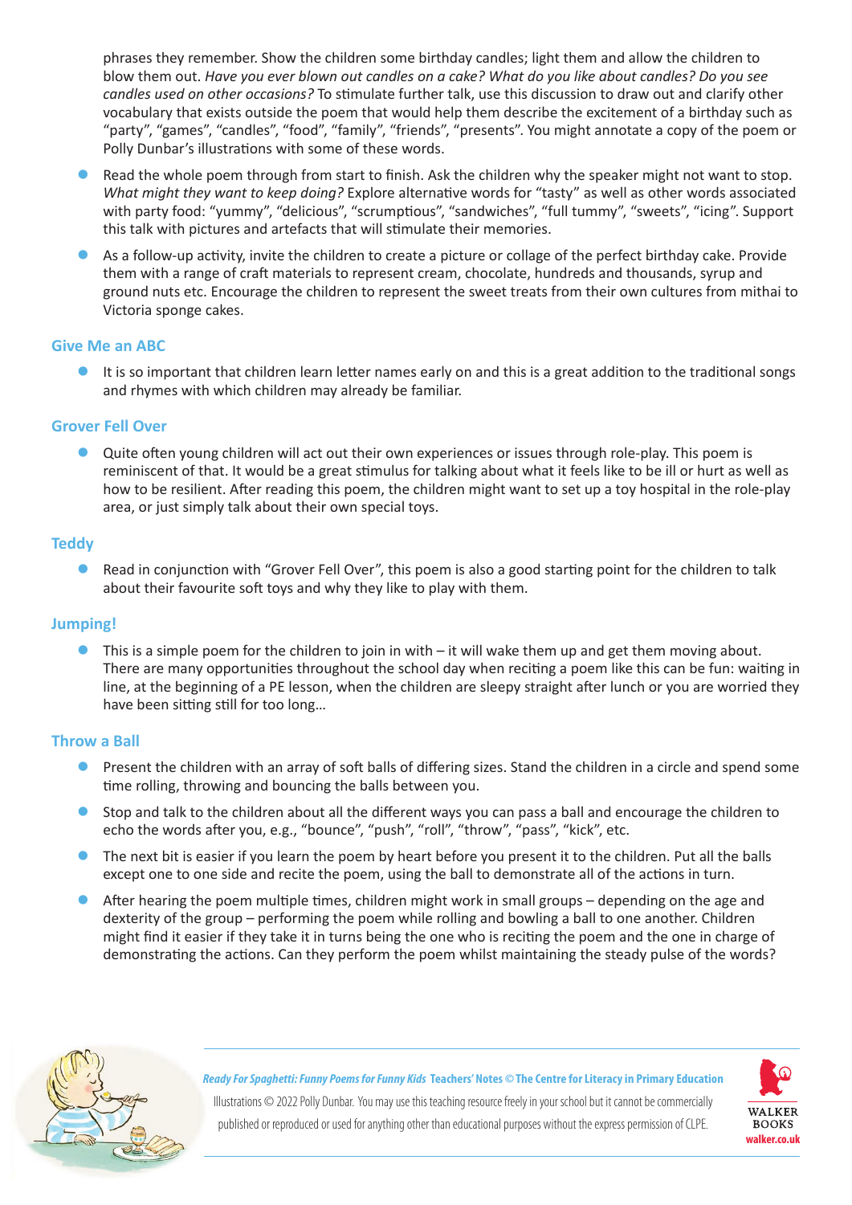phrases they remember. Show the children some birthday candles; light them and allow the children to blow them out. *Have you ever blown out candles on a cake? What do you like about candles? Do you see candles used on other occasions?* To stimulate further talk, use this discussion to draw out and clarify other vocabulary that exists outside the poem that would help them describe the excitement of a birthday such as "party", "games", "candles", "food", "family", "friends", "presents". You might annotate a copy of the poem or Polly Dunbar's illustrations with some of these words.

- Read the whole poem through from start to finish. Ask the children why the speaker might not want to stop. *What might they want to keep doing?* Explore alternative words for "tasty" as well as other words associated with party food: "yummy", "delicious", "scrumptious", "sandwiches", "full tummy", "sweets", "icing". Support this talk with pictures and artefacts that will stimulate their memories.
- As a follow-up activity, invite the children to create a picture or collage of the perfect birthday cake. Provide them with a range of craft materials to represent cream, chocolate, hundreds and thousands, syrup and ground nuts etc. Encourage the children to represent the sweet treats from their own cultures from mithai to Victoria sponge cakes.

## Give Me an ABC

- It is so important that children learn letter names early on and this is a great addition to the traditional songs and rhymes with which children may already be familiar.

## Grover Fell Over

- Quite often young children will act out their own experiences or issues through role-play. This poem is reminiscent of that. It would be a great stimulus for talking about what it feels like to be ill or hurt as well as how to be resilient. After reading this poem, the children might want to set up a toy hospital in the role-play area, or just simply talk about their own special toys.

## Teddy

- Read in conjunction with "Grover Fell Over", this poem is also a good starting point for the children to talk about their favourite soft toys and why they like to play with them.

## Jumping!

- This is a simple poem for the children to join in with – it will wake them up and get them moving about. There are many opportunities throughout the school day when reciting a poem like this can be fun: waiting in line, at the beginning of a PE lesson, when the children are sleepy straight after lunch or you are worried they have been sitting still for too long…

## Throw a Ball

- Present the children with an array of soft balls of differing sizes. Stand the children in a circle and spend some time rolling, throwing and bouncing the balls between you.
- Stop and talk to the children about all the different ways you can pass a ball and encourage the children to echo the words after you, e.g., "bounce", "push", "roll", "throw", "pass", "kick", etc.
- The next bit is easier if you learn the poem by heart before you present it to the children. Put all the balls except one to one side and recite the poem, using the ball to demonstrate all of the actions in turn.
- After hearing the poem multiple times, children might work in small groups – depending on the age and dexterity of the group – performing the poem while rolling and bowling a ball to one another. Children might find it easier if they take it in turns being the one who is reciting the poem and the one in charge of demonstrating the actions. Can they perform the poem whilst maintaining the steady pulse of the words?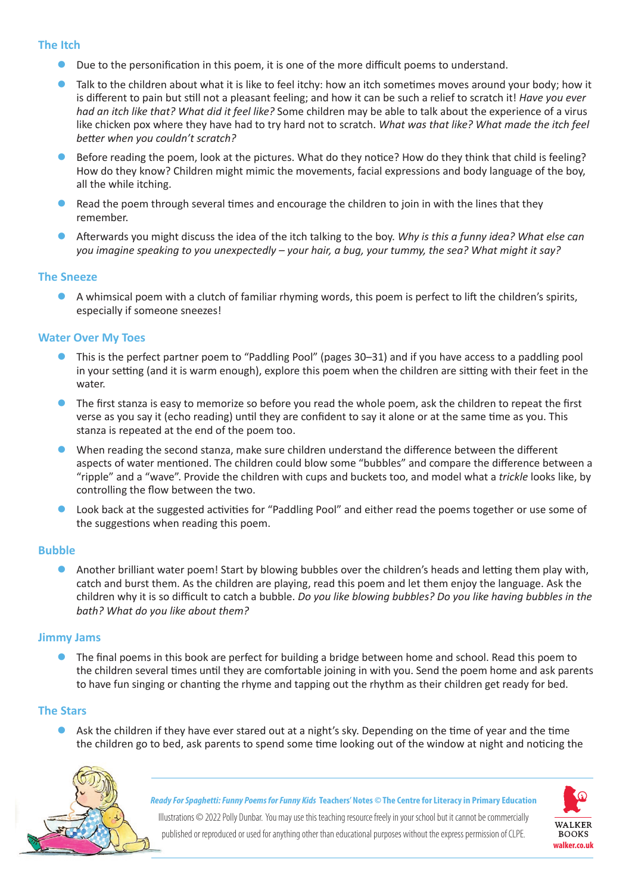## The Itch

- Due to the personification in this poem, it is one of the more difficult poems to understand.
- Talk to the children about what it is like to feel itchy: how an itch sometimes moves around your body; how it is different to pain but still not a pleasant feeling; and how it can be such a relief to scratch it! *Have you ever had an itch like that? What did it feel like?* Some children may be able to talk about the experience of a virus like chicken pox where they have had to try hard not to scratch. *What was that like? What made the itch feel better when you couldn't scratch?*
- Before reading the poem, look at the pictures. What do they notice? How do they think that child is feeling? How do they know? Children might mimic the movements, facial expressions and body language of the boy, all the while itching.
- Read the poem through several times and encourage the children to join in with the lines that they remember.
- Afterwards you might discuss the idea of the itch talking to the boy. *Why is this a funny idea? What else can you imagine speaking to you unexpectedly – your hair, a bug, your tummy, the sea? What might it say?*

## The Sneeze

- A whimsical poem with a clutch of familiar rhyming words, this poem is perfect to lift the children's spirits, especially if someone sneezes!

## Water Over My Toes

- This is the perfect partner poem to "Paddling Pool" (pages 30–31) and if you have access to a paddling pool in your setting (and it is warm enough), explore this poem when the children are sitting with their feet in the water.
- The first stanza is easy to memorize so before you read the whole poem, ask the children to repeat the first verse as you say it (echo reading) until they are confident to say it alone or at the same time as you. This stanza is repeated at the end of the poem too.
- When reading the second stanza, make sure children understand the difference between the different aspects of water mentioned. The children could blow some "bubbles" and compare the difference between a "ripple" and a "wave". Provide the children with cups and buckets too, and model what a *trickle* looks like, by controlling the flow between the two.
- Look back at the suggested activities for "Paddling Pool" and either read the poems together or use some of the suggestions when reading this poem.

## Bubble

- Another brilliant water poem! Start by blowing bubbles over the children's heads and letting them play with, catch and burst them. As the children are playing, read this poem and let them enjoy the language. Ask the children why it is so difficult to catch a bubble. *Do you like blowing bubbles? Do you like having bubbles in the bath? What do you like about them?*

## Jimmy Jams

- The final poems in this book are perfect for building a bridge between home and school. Read this poem to the children several times until they are comfortable joining in with you. Send the poem home and ask parents to have fun singing or chanting the rhyme and tapping out the rhythm as their children get ready for bed.

## The Stars

- Ask the children if they have ever stared out at a night's sky. Depending on the time of year and the time the children go to bed, ask parents to spend some time looking out of the window at night and noticing the

*Ready For Spaghetti: Funny Poems for Funny Kids* **Teachers' Notes © The Centre for Literacy in Primary Education**

Illustrations © 2022 Polly Dunbar. You may use this teaching resource freely in your school but it cannot be commercially published or reproduced or used for anything other than educational purposes without the express permission of CLPE.

WALKER BOOKS
walker.co.uk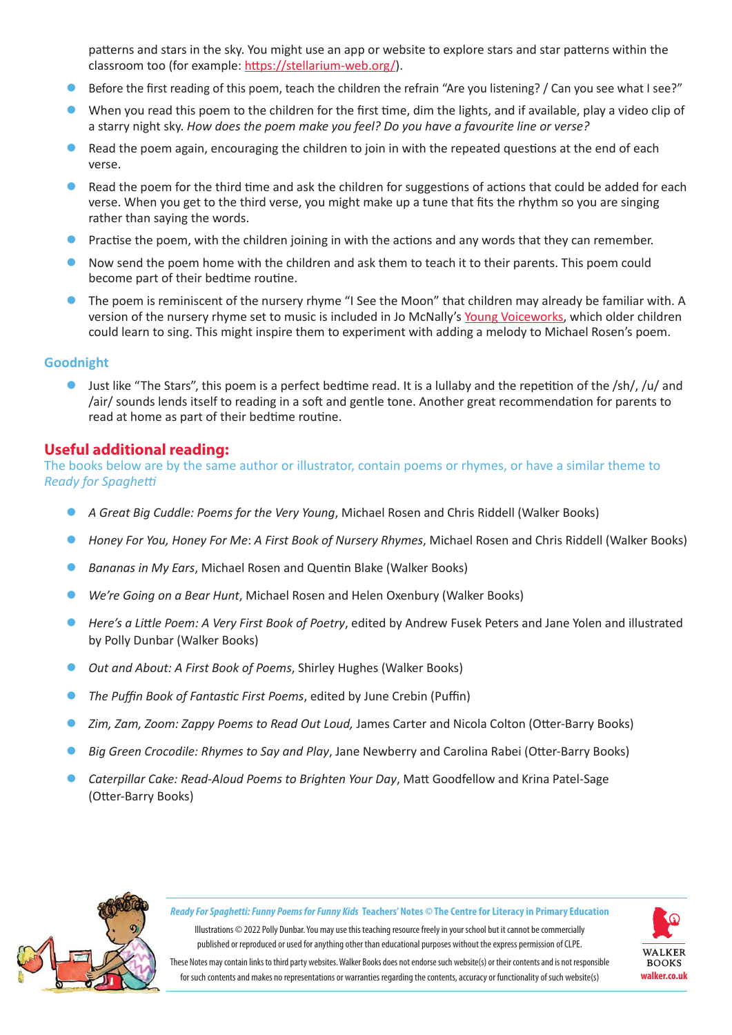patterns and stars in the sky. You might use an app or website to explore stars and star patterns within the classroom too (for example: https://stellarium-web.org/).

- Before the first reading of this poem, teach the children the refrain "Are you listening? / Can you see what I see?"
- When you read this poem to the children for the first time, dim the lights, and if available, play a video clip of a starry night sky. *How does the poem make you feel? Do you have a favourite line or verse?*
- Read the poem again, encouraging the children to join in with the repeated questions at the end of each verse.
- Read the poem for the third time and ask the children for suggestions of actions that could be added for each verse. When you get to the third verse, you might make up a tune that fits the rhythm so you are singing rather than saying the words.
- Practise the poem, with the children joining in with the actions and any words that they can remember.
- Now send the poem home with the children and ask them to teach it to their parents. This poem could become part of their bedtime routine.
- The poem is reminiscent of the nursery rhyme "I See the Moon" that children may already be familiar with. A version of the nursery rhyme set to music is included in Jo McNally's Young Voiceworks, which older children could learn to sing. This might inspire them to experiment with adding a melody to Michael Rosen's poem.

### Goodnight

- Just like "The Stars", this poem is a perfect bedtime read. It is a lullaby and the repetition of the /sh/, /u/ and /air/ sounds lends itself to reading in a soft and gentle tone. Another great recommendation for parents to read at home as part of their bedtime routine.

## Useful additional reading:

The books below are by the same author or illustrator, contain poems or rhymes, or have a similar theme to *Ready for Spaghetti*

- *A Great Big Cuddle: Poems for the Very Young*, Michael Rosen and Chris Riddell (Walker Books)
- *Honey For You, Honey For Me*: *A First Book of Nursery Rhymes*, Michael Rosen and Chris Riddell (Walker Books)
- *Bananas in My Ears*, Michael Rosen and Quentin Blake (Walker Books)
- *We're Going on a Bear Hunt*, Michael Rosen and Helen Oxenbury (Walker Books)
- *Here's a Little Poem: A Very First Book of Poetry*, edited by Andrew Fusek Peters and Jane Yolen and illustrated by Polly Dunbar (Walker Books)
- *Out and About: A First Book of Poems*, Shirley Hughes (Walker Books)
- *The Puffin Book of Fantastic First Poems*, edited by June Crebin (Puffin)
- *Zim, Zam, Zoom: Zappy Poems to Read Out Loud,* James Carter and Nicola Colton (Otter-Barry Books)
- *Big Green Crocodile: Rhymes to Say and Play*, Jane Newberry and Carolina Rabei (Otter-Barry Books)
- *Caterpillar Cake: Read-Aloud Poems to Brighten Your Day*, Matt Goodfellow and Krina Patel-Sage (Otter-Barry Books)

*Ready For Spaghetti: Funny Poems for Funny Kids* Teachers' Notes © The Centre for Literacy in Primary Education

Illustrations © 2022 Polly Dunbar. You may use this teaching resource freely in your school but it cannot be commercially published or reproduced or used for anything other than educational purposes without the express permission of CLPE.

These Notes may contain links to third party websites. Walker Books does not endorse such website(s) or their contents and is not responsible for such contents and makes no representations or warranties regarding the contents, accuracy or functionality of such website(s)

WALKER BOOKS
walker.co.uk